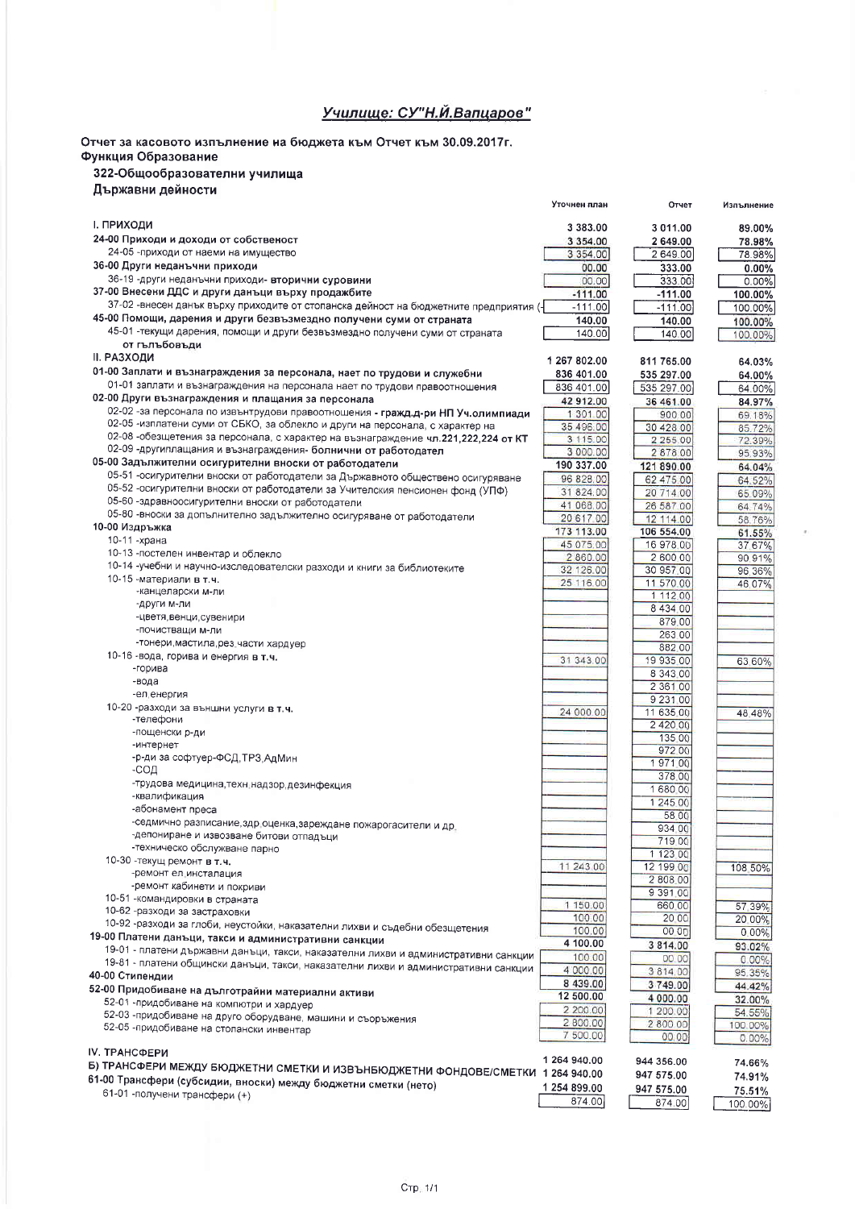## Училище: СУ"Н.Й.Вапцаров"

**Отчет за касовото изпълнение на бюджета към Отчет към 30.09.2017г.**
**Функция Образование**

**322-Общообразователни училища**
**Държавни дейности**

| | Уточнен план | Отчет | Изпълнение |
|---|---|---|---|
| **I. ПРИХОДИ** | 3 383.00 | 3 011.00 | 89.00% |
| **24-00 Приходи и доходи от собственост** | 3 354.00 | 2 649.00 | 78.98% |
| 24-05 -приходи от наеми на имущество | 3 354.00 | 2 649.00 | 78.98% |
| **36-00 Други неданъчни приходи** | 00.00 | 333.00 | 0.00% |
| 36-19 -други неданъчни приходи- **вторични суровини** | 00.00 | 333.00 | 0.00% |
| **37-00 Внесени ДДС и други данъци върху продажбите** | -111.00 | -111.00 | 100.00% |
| 37-02 -внесен данък върху приходите от стопанска дейност на бюджетните предприятия (- | -111.00 | -111.00 | 100.00% |
| **45-00 Помощи, дарения и други безвъзмездно получени суми от страната** | 140.00 | 140.00 | 100.00% |
| 45-01 -текущи дарения, помощи и други безвъзмездно получени суми от страната **от гълъбовъди** | 140.00 | 140.00 | 100.00% |
| **II. РАЗХОДИ** | 1 267 802.00 | 811 765.00 | 64.03% |
| **01-00 Заплати и възнаграждения за персонала, нает по трудови и служебни** | 836 401.00 | 535 297.00 | 64.00% |
| 01-01 заплати и възнаграждения на персонала нает по трудови правоотношения | 836 401.00 | 535 297.00 | 64.00% |
| **02-00 Други възнаграждения и плащания за персонала** | 42 912.00 | 36 461.00 | 84.97% |
| 02-02 -за персонала по извънтрудови правоотношения - **гражд.д-ри НП Уч.олимпиади** | 1 301.00 | 900.00 | 69.18% |
| 02-05 -изплатени суми от СБКО, за облекло и други на персонала, с характер на | 35 496.00 | 30 428.00 | 85.72% |
| 02-08 -обезщетения за персонала, с характер на възнаграждение чл.221,222,224 от КТ | 3 115.00 | 2 255.00 | 72.39% |
| 02-09 -другиплащания и възнаграждения- болнични от работодател | 3 000.00 | 2 878.00 | 95.93% |
| **05-00 Задължителни осигурителни вноски от работодатели** | 190 337.00 | 121 890.00 | 64.04% |
| 05-51 -осигурителни вноски от работодатели за Държавното обществено осигуряване | 96 828.00 | 62 475.00 | 64.52% |
| 05-52 -осигурителни вноски от работодатели за Учителския пенсионен фонд (УПФ) | 31 824.00 | 20 714.00 | 65.09% |
| 05-60 -здравноосигурителни вноски от работодатели | 41 068.00 | 26 587.00 | 64.74% |
| 05-80 -вноски за допълнително задължително осигуряване от работодатели | 20 617.00 | 12 114.00 | 58.76% |
| **10-00 Издръжка** | 173 113.00 | 106 554.00 | 61.55% |
| 10-11 -храна | 45 075.00 | 16 978.00 | 37.67% |
| 10-13 -постелен инвентар и облекло | 2 860.00 | 2 600.00 | 90.91% |
| 10-14 -учебни и научно-изследователски разходи и книги за библиотеките | 32 126.00 | 30 957.00 | 96.36% |
| 10-15 -материали **в т.ч.** | 25 116.00 | 11 570.00 | 46.07% |
| -канцеларски м-ли | | 1 112.00 | |
| -други м-ли | | 8 434.00 | |
| -цветя,венци,сувенири | | 879.00 | |
| -почистващи м-ли | | 263.00 | |
| -тонери,мастила,рез.части хардуер | | 882.00 | |
| 10-16 -вода, горива и енергия **в т.ч.** | 31 343.00 | 19 935.00 | 63.60% |
| -горива | | 8 343.00 | |
| -вода | | 2 361.00 | |
| -ел.енергия | | 9 231.00 | |
| 10-20 -разходи за външни услуги **в т.ч.** | 24 000.00 | 11 635.00 | 48.48% |
| -телефони | | 2 420.00 | |
| -пощенски р-ди | | 135.00 | |
| -интернет | | 972.00 | |
| -р-ди за софтуер-ФСД,ТРЗ,АдМин | | 1 971.00 | |
| -СОД | | 378.00 | |
| -трудова медицина,техн.надзор,дезинфекция | | 1 680.00 | |
| -квалификация | | 1 245.00 | |
| -абонамент преса | | 58.00 | |
| -седмично разписание,здр.оценка,зареждане пожарогасители и др. | | 934.00 | |
| -депониране и извозване битови отпадъци | | 719.00 | |
| -техническо обслужване парно | | 1 123.00 | |
| 10-30 -текущ ремонт **в т.ч.** | 11 243.00 | 12 199.00 | 108.50% |
| -ремонт ел.инсталация | | 2 808.00 | |
| -ремонт кабинети и покриви | | 9 391.00 | |
| 10-51 -командировки в страната | 1 150.00 | 660.00 | 57.39% |
| 10-62 -разходи за застраховки | 100.00 | 20.00 | 20.00% |
| 10-92 -разходи за глоби, неустойки, наказателни лихви и съдебни обезщетения | 100.00 | 00.00 | 0.00% |
| **19-00 Платени данъци, такси и административни санкции** | 4 100.00 | 3 814.00 | 93.02% |
| 19-01 - платени държавни данъци, такси, наказателни лихви и административни санкции | 100.00 | 00.00 | 0.00% |
| 19-81 - платени общински данъци, такси, наказателни лихви и административни санкции | 4 000.00 | 3 814.00 | 95.35% |
| **40-00 Стипендии** | 8 439.00 | 3 749.00 | 44.42% |
| **52-00 Придобиване на дълготрайни материални активи** | 12 500.00 | 4 000.00 | 32.00% |
| 52-01 -придобиване на компютри и хардуер | 2 200.00 | 1 200.00 | 54.55% |
| 52-03 -придобиване на друго оборудване, машини и съоръжения | 2 800.00 | 2 800.00 | 100.00% |
| 52-05 -придобиване на стопански инвентар | 7 500.00 | 00.00 | 0.00% |
| **IV. ТРАНСФЕРИ** | | | |
| **Б) ТРАНСФЕРИ МЕЖДУ БЮДЖЕТНИ СМЕТКИ И ИЗВЪНБЮДЖЕТНИ ФОНДОВЕ/СМЕТКИ** | 1 264 940.00 | 944 356.00 | 74.66% |
| **61-00 Трансфери (субсидии, вноски) между бюджетни сметки (нето)** | 1 264 940.00 | 947 575.00 | 74.91% |
| | 1 254 899.00 | 947 575.00 | 75.51% |
| 61-01 -получени трансфери (+) | 874.00 | 874.00 | 100.00% |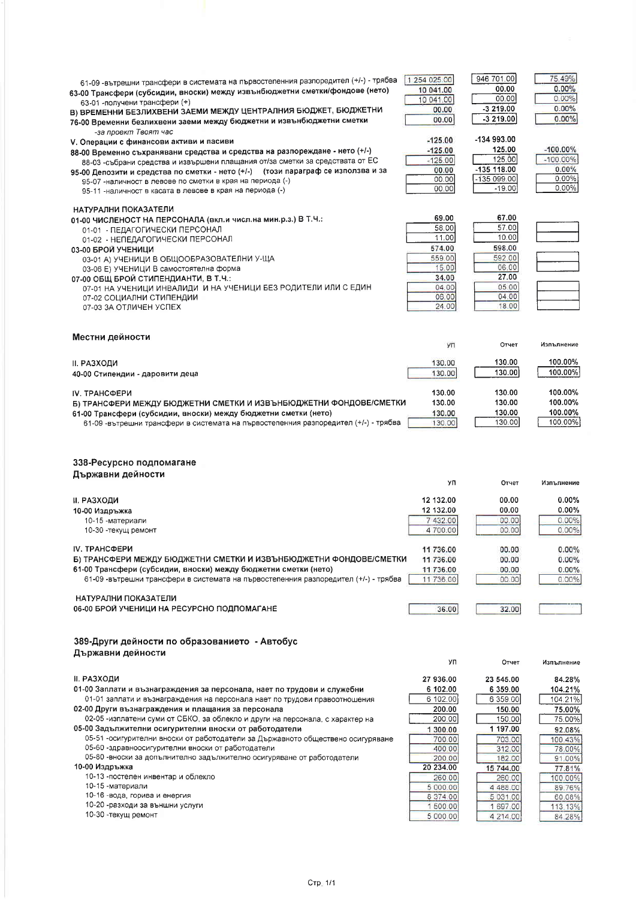| | | | |
|---|---|---|---|
| 61-09 -вътрешни трансфери в системата на първостепенния разпоредител (+/-) - трябва | 1 254 025.00 | 946 701.00 | 75.49% |
| **63-00 Трансфери (субсидии, вноски) между извънбюджетни сметки/фондове (нето)** | **10 041.00** | **00.00** | **0.00%** |
| 63-01 -получени трансфери (+) | 10 041.00 | 00.00 | 0.00% |
| **В) ВРЕМЕННИ БЕЗЛИХВЕНИ ЗАЕМИ МЕЖДУ ЦЕНТРАЛНИЯ БЮДЖЕТ, БЮДЖЕТНИ** | **00.00** | **-3 219.00** | **0.00%** |
| **76-00 Временни безлихвени заеми между бюджетни и извънбюджетни сметки** | 00.00 | -3 219.00 | 0.00% |
| *-за проект Твоят час* | | | |
| **V. Операции с финансови активи и пасиви** | **-125.00** | **-134 993.00** | |
| **88-00 Временно съхранявани средства и средства на разпореждане - нето (+/-)** | **-125.00** | **125.00** | **-100.00%** |
| 88-03 -събрани средства и извършени плащания от/за сметки за средствата от ЕС | -125.00 | 125.00 | -100.00% |
| **95-00 Депозити и средства по сметки - нето (+/-) (този параграф се използва и за** | **00.00** | **-135 118.00** | **0.00%** |
| 95-07 -наличност в левове по сметки в края на периода (-) | 00.00 | -135 099.00 | 0.00% |
| 95-11 -наличност в касата в левове в края на периода (-) | 00.00 | -19.00 | 0.00% |
| **НАТУРАЛНИ ПОКАЗАТЕЛИ** | | | |
| **01-00 ЧИСЛЕНОСТ НА ПЕРСОНАЛА (вкл.и числ.на мин.р.з.) В Т.Ч.:** | **69.00** | **67.00** | |
| 01-01 - ПЕДАГОГИЧЕСКИ ПЕРСОНАЛ | 58.00 | 57.00 | |
| 01-02 - НЕПЕДАГОГИЧЕСКИ ПЕРСОНАЛ | 11.00 | 10.00 | |
| **03-00 БРОЙ УЧЕНИЦИ** | **574.00** | **598.00** | |
| 03-01 А) УЧЕНИЦИ В ОБЩООБРАЗОВАТЕЛНИ У-ЩА | 559.00 | 592.00 | |
| 03-06 Е) УЧЕНИЦИ В самостоятелна форма | 15.00 | 06.00 | |
| **07-00 ОБЩ БРОЙ СТИПЕНДИАНТИ, В Т.Ч.:** | **34.00** | **27.00** | |
| 07-01 НА УЧЕНИЦИ ИНВАЛИДИ И НА УЧЕНИЦИ БЕЗ РОДИТЕЛИ ИЛИ С ЕДИН | 04.00 | 05.00 | |
| 07-02 СОЦИАЛНИ СТИПЕНДИИ | 06.00 | 04.00 | |
| 07-03 ЗА ОТЛИЧЕН УСПЕХ | 24.00 | 18.00 | |

## Местни дейности

| | УП | Отчет | Изпълнение |
|---|---|---|---|
| **II. РАЗХОДИ** | 130.00 | 130.00 | 100.00% |
| **40-00 Стипендии - даровити деца** | 130.00 | 130.00 | 100.00% |
| **IV. ТРАНСФЕРИ** | 130.00 | 130.00 | 100.00% |
| **Б) ТРАНСФЕРИ МЕЖДУ БЮДЖЕТНИ СМЕТКИ И ИЗВЪНБЮДЖЕТНИ ФОНДОВЕ/СМЕТКИ** | 130.00 | 130.00 | 100.00% |
| **61-00 Трансфери (субсидии, вноски) между бюджетни сметки (нето)** | 130.00 | 130.00 | 100.00% |
| 61-09 -вътрешни трансфери в системата на първостепенния разпоредител (+/-) - трябва | 130.00 | 130.00 | 100.00% |

## 338-Ресурсно подпомагане

### Държавни дейности

| | УП | Отчет | Изпълнение |
|---|---|---|---|
| **II. РАЗХОДИ** | 12 132.00 | 00.00 | 0.00% |
| **10-00 Издръжка** | 12 132.00 | 00.00 | 0.00% |
| 10-15 -материали | 7 432.00 | 00.00 | 0.00% |
| 10-30 -текущ ремонт | 4 700.00 | 00.00 | 0.00% |
| **IV. ТРАНСФЕРИ** | 11 736.00 | 00.00 | 0.00% |
| **Б) ТРАНСФЕРИ МЕЖДУ БЮДЖЕТНИ СМЕТКИ И ИЗВЪНБЮДЖЕТНИ ФОНДОВЕ/СМЕТКИ** | 11 736.00 | 00.00 | 0.00% |
| **61-00 Трансфери (субсидии, вноски) между бюджетни сметки (нето)** | 11 736.00 | 00.00 | 0.00% |
| 61-09 -вътрешни трансфери в системата на първостепенния разпоредител (+/-) - трябва | 11 736.00 | 00.00 | 0.00% |
| **НАТУРАЛНИ ПОКАЗАТЕЛИ** | | | |
| **06-00 БРОЙ УЧЕНИЦИ НА РЕСУРСНО ПОДПОМАГАНЕ** | 36.00 | 32.00 | |

## 389-Други дейности по образованието - Автобус

### Държавни дейности

| | УП | Отчет | Изпълнение |
|---|---|---|---|
| **II. РАЗХОДИ** | 27 936.00 | 23 545.00 | 84.28% |
| **01-00 Заплати и възнаграждения за персонала, нает по трудови и служебни** | 6 102.00 | 6 359.00 | 104.21% |
| 01-01 заплати и възнаграждения на персонала нает по трудови правоотношения | 6 102.00 | 6 359.00 | 104.21% |
| **02-00 Други възнаграждения и плащания за персонала** | 200.00 | 150.00 | 75.00% |
| 02-05 -изплатени суми от СБКО, за облекло и други на персонала, с характер на | 200.00 | 150.00 | 75.00% |
| **05-00 Задължителни осигурителни вноски от работодатели** | 1 300.00 | 1 197.00 | 92.08% |
| 05-51 -осигурителни вноски от работодатели за Държавното обществено осигуряване | 700.00 | 703.00 | 100.43% |
| 05-60 -здравноосигурителни вноски от работодатели | 400.00 | 312.00 | 78.00% |
| 05-80 -вноски за допълнително задължително осигуряване от работодатели | 200.00 | 182.00 | 91.00% |
| **10-00 Издръжка** | 20 234.00 | 15 744.00 | 77.81% |
| 10-13 -постелен инвентар и облекло | 260.00 | 260.00 | 100.00% |
| 10-15 -материали | 5 000.00 | 4 488.00 | 89.76% |
| 10-16 -вода, горива и енергия | 8 374.00 | 5 031.00 | 60.08% |
| 10-20 -разходи за външни услуги | 1 500.00 | 1 697.00 | 113.13% |
| 10-30 -текущ ремонт | 5 000.00 | 4 214.00 | 84.28% |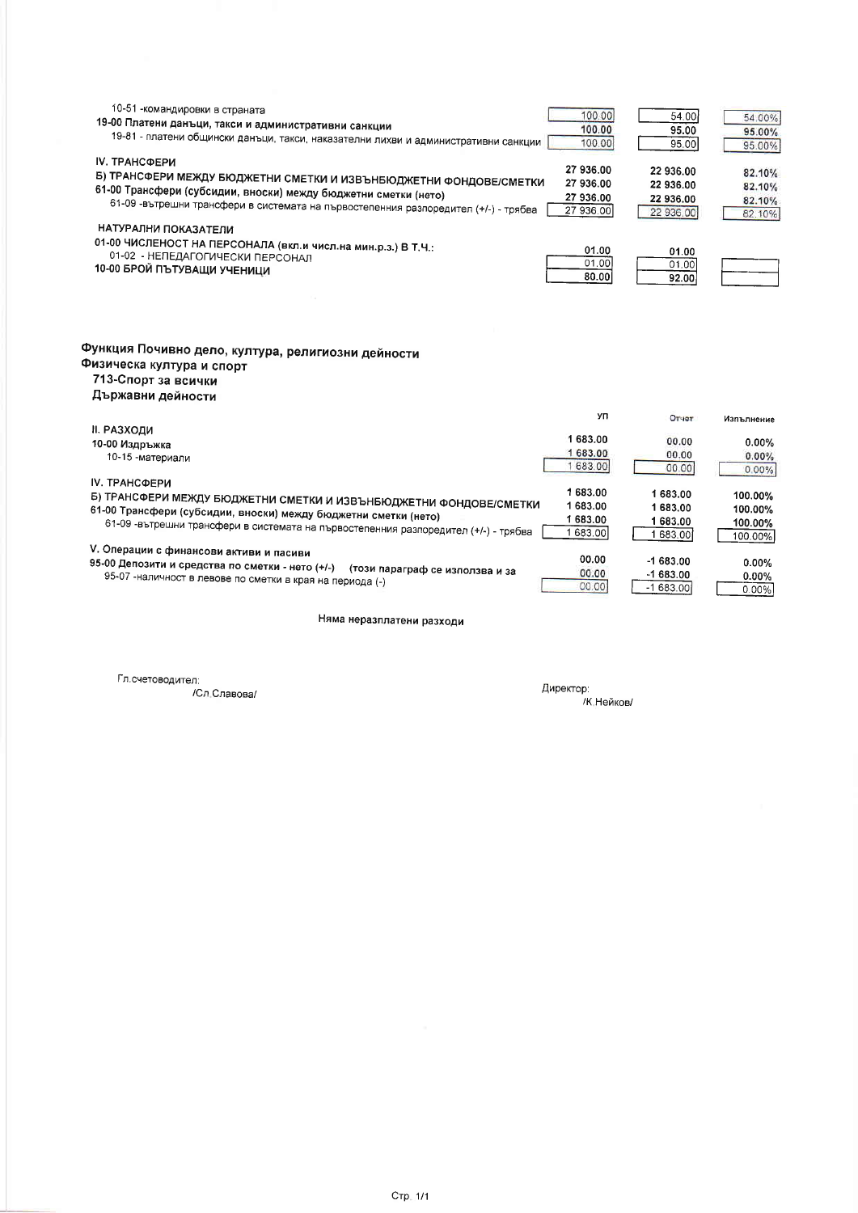| | | | |
|---|---|---|---|
| 10-51 -командировки в страната | 100.00 | 54.00 | 54.00% |
| **19-00 Платени данъци, такси и административни санкции** | 100.00 | 95.00 | 95.00% |
| 19-81 - платени общински данъци, такси, наказателни лихви и административни санкции | 100.00 | 95.00 | 95.00% |
| **IV. ТРАНСФЕРИ** | | | |
| **Б) ТРАНСФЕРИ МЕЖДУ БЮДЖЕТНИ СМЕТКИ И ИЗВЪНБЮДЖЕТНИ ФОНДОВЕ/СМЕТКИ** | 27 936.00 | 22 936.00 | 82.10% |
| **61-00 Трансфери (субсидии, вноски) между бюджетни сметки (нето)** | 27 936.00 | 22 936.00 | 82.10% |
| 61-09 -вътрешни трансфери в системата на първостепенния разпоредител (+/-) - трябва | 27 936.00 | 22 936.00 | 82.10% |
| **НАТУРАЛНИ ПОКАЗАТЕЛИ** | | | |
| **01-00 ЧИСЛЕНОСТ НА ПЕРСОНАЛА (вкл.и числ.на мин.р.з.) В Т.Ч.:** | 01.00 | 01.00 | |
| 01-02 - НЕПЕДАГОГИЧЕСКИ ПЕРСОНАЛ | 01.00 | 01.00 | |
| **10-00 БРОЙ ПЪТУВАЩИ УЧЕНИЦИ** | 80.00 | 92.00 | |

## Функция Почивно дело, култура, религиозни дейности

### Физическа култура и спорт

### 713-Спорт за всички

### Държавни дейности

| | УП | Отчет | Изпълнение |
|---|---|---|---|
| **II. РАЗХОДИ** | | | |
| **10-00 Издръжка** | 1 683.00 | 00.00 | 0.00% |
| 10-15 -материали | 1 683.00 | 00.00 | 0.00% |
| | 1 683.00 | 00.00 | 0.00% |
| **IV. ТРАНСФЕРИ** | | | |
| **Б) ТРАНСФЕРИ МЕЖДУ БЮДЖЕТНИ СМЕТКИ И ИЗВЪНБЮДЖЕТНИ ФОНДОВЕ/СМЕТКИ** | 1 683.00 | 1 683.00 | 100.00% |
| **61-00 Трансфери (субсидии, вноски) между бюджетни сметки (нето)** | 1 683.00 | 1 683.00 | 100.00% |
| 61-09 -вътрешни трансфери в системата на първостепенния разпоредител (+/-) - трябва | 1 683.00 | 1 683.00 | 100.00% |
| | 1 683.00 | 1 683.00 | 100.00% |
| **V. Операции с финансови активи и пасиви** | | | |
| **95-00 Депозити и средства по сметки - нето (+/-) (този параграф се използва и за** | 00.00 | -1 683.00 | 0.00% |
| 95-07 -наличност в левове по сметки в края на периода (-) | 00.00 | -1 683.00 | 0.00% |
| | 00.00 | -1 683.00 | 0.00% |

Няма неразплатени разходи

Гл.счетоводител:
/Сл.Славова/

Директор:
/К.Нейков/